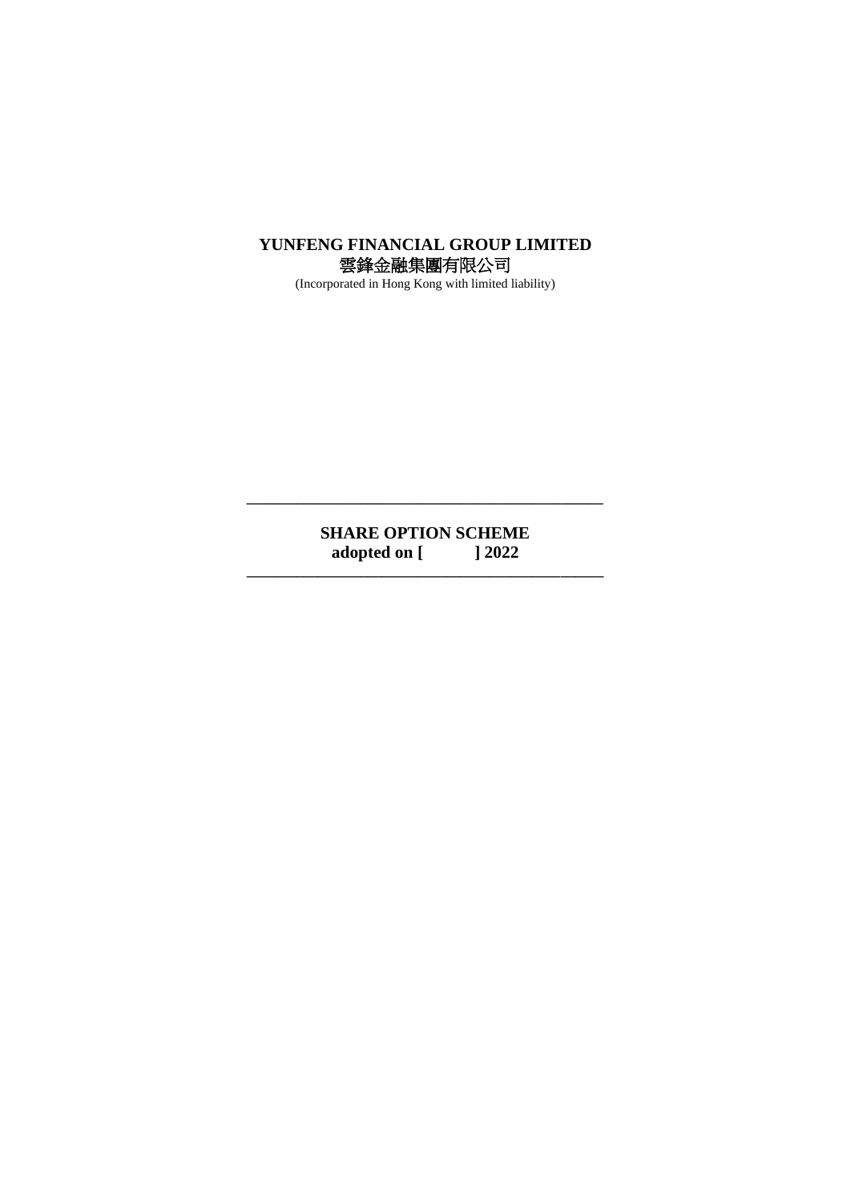**YUNFENG FINANCIAL GROUP LIMITED**
**雲鋒金融集團有限公司**
(Incorporated in Hong Kong with limited liability)

---

# SHARE OPTION SCHEME
**adopted on [ ] 2022**

---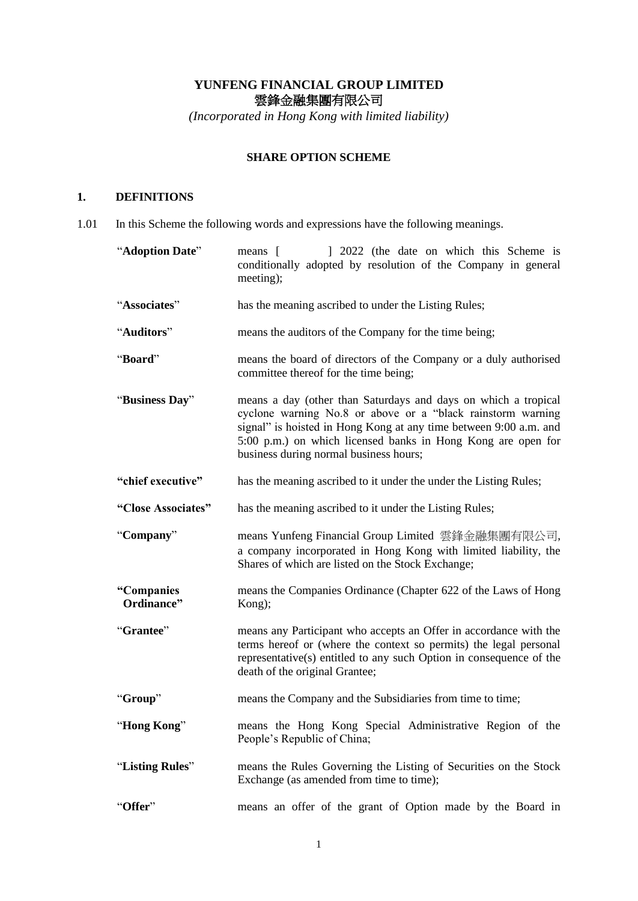**YUNFENG FINANCIAL GROUP LIMITED**
**雲鋒金融集團有限公司**
*(Incorporated in Hong Kong with limited liability)*

**SHARE OPTION SCHEME**

## 1. DEFINITIONS

1.01 In this Scheme the following words and expressions have the following meanings.

| | |
|---|---|
| "**Adoption Date**" | means [ ] 2022 (the date on which this Scheme is conditionally adopted by resolution of the Company in general meeting); |
| "**Associates**" | has the meaning ascribed to under the Listing Rules; |
| "**Auditors**" | means the auditors of the Company for the time being; |
| "**Board**" | means the board of directors of the Company or a duly authorised committee thereof for the time being; |
| "**Business Day**" | means a day (other than Saturdays and days on which a tropical cyclone warning No.8 or above or a "black rainstorm warning signal" is hoisted in Hong Kong at any time between 9:00 a.m. and 5:00 p.m.) on which licensed banks in Hong Kong are open for business during normal business hours; |
| **"chief executive"** | has the meaning ascribed to it under the under the Listing Rules; |
| **"Close Associates"** | has the meaning ascribed to it under the Listing Rules; |
| "**Company**" | means Yunfeng Financial Group Limited 雲鋒金融集團有限公司, a company incorporated in Hong Kong with limited liability, the Shares of which are listed on the Stock Exchange; |
| **"Companies Ordinance"** | means the Companies Ordinance (Chapter 622 of the Laws of Hong Kong); |
| "**Grantee**" | means any Participant who accepts an Offer in accordance with the terms hereof or (where the context so permits) the legal personal representative(s) entitled to any such Option in consequence of the death of the original Grantee; |
| "**Group**" | means the Company and the Subsidiaries from time to time; |
| "**Hong Kong**" | means the Hong Kong Special Administrative Region of the People's Republic of China; |
| "**Listing Rules**" | means the Rules Governing the Listing of Securities on the Stock Exchange (as amended from time to time); |
| "**Offer**" | means an offer of the grant of Option made by the Board in |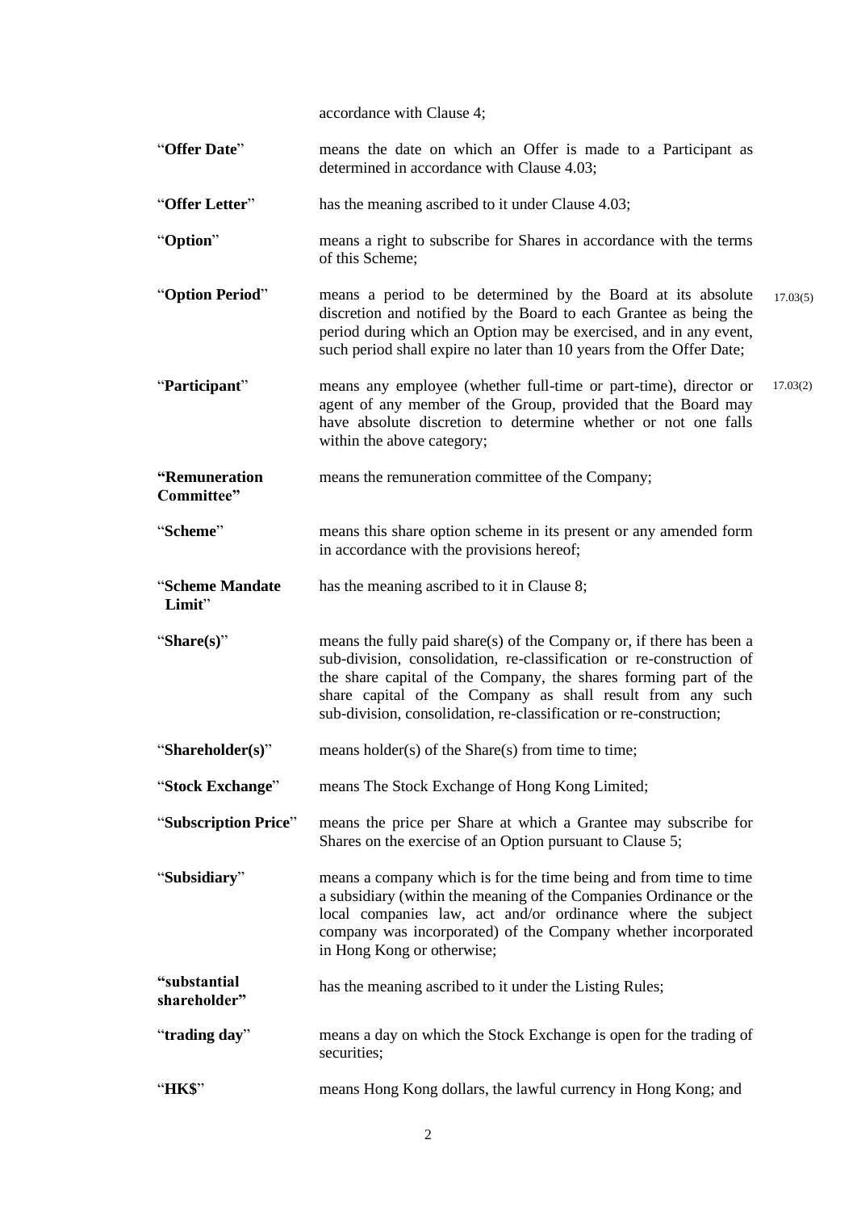accordance with Clause 4;

| | | |
|---|---|---|
| "**Offer Date**" | means the date on which an Offer is made to a Participant as determined in accordance with Clause 4.03; | |
| "**Offer Letter**" | has the meaning ascribed to it under Clause 4.03; | |
| "**Option**" | means a right to subscribe for Shares in accordance with the terms of this Scheme; | |
| "**Option Period**" | means a period to be determined by the Board at its absolute discretion and notified by the Board to each Grantee as being the period during which an Option may be exercised, and in any event, such period shall expire no later than 10 years from the Offer Date; | 17.03(5) |
| "**Participant**" | means any employee (whether full-time or part-time), director or agent of any member of the Group, provided that the Board may have absolute discretion to determine whether or not one falls within the above category; | 17.03(2) |
| "**Remuneration Committee**" | means the remuneration committee of the Company; | |
| "**Scheme**" | means this share option scheme in its present or any amended form in accordance with the provisions hereof; | |
| "**Scheme Mandate Limit**" | has the meaning ascribed to it in Clause 8; | |
| "**Share(s)**" | means the fully paid share(s) of the Company or, if there has been a sub-division, consolidation, re-classification or re-construction of the share capital of the Company, the shares forming part of the share capital of the Company as shall result from any such sub-division, consolidation, re-classification or re-construction; | |
| "**Shareholder(s)**" | means holder(s) of the Share(s) from time to time; | |
| "**Stock Exchange**" | means The Stock Exchange of Hong Kong Limited; | |
| "**Subscription Price**" | means the price per Share at which a Grantee may subscribe for Shares on the exercise of an Option pursuant to Clause 5; | |
| "**Subsidiary**" | means a company which is for the time being and from time to time a subsidiary (within the meaning of the Companies Ordinance or the local companies law, act and/or ordinance where the subject company was incorporated) of the Company whether incorporated in Hong Kong or otherwise; | |
| "**substantial shareholder**" | has the meaning ascribed to it under the Listing Rules; | |
| "**trading day**" | means a day on which the Stock Exchange is open for the trading of securities; | |
| "**HK$**" | means Hong Kong dollars, the lawful currency in Hong Kong; and | |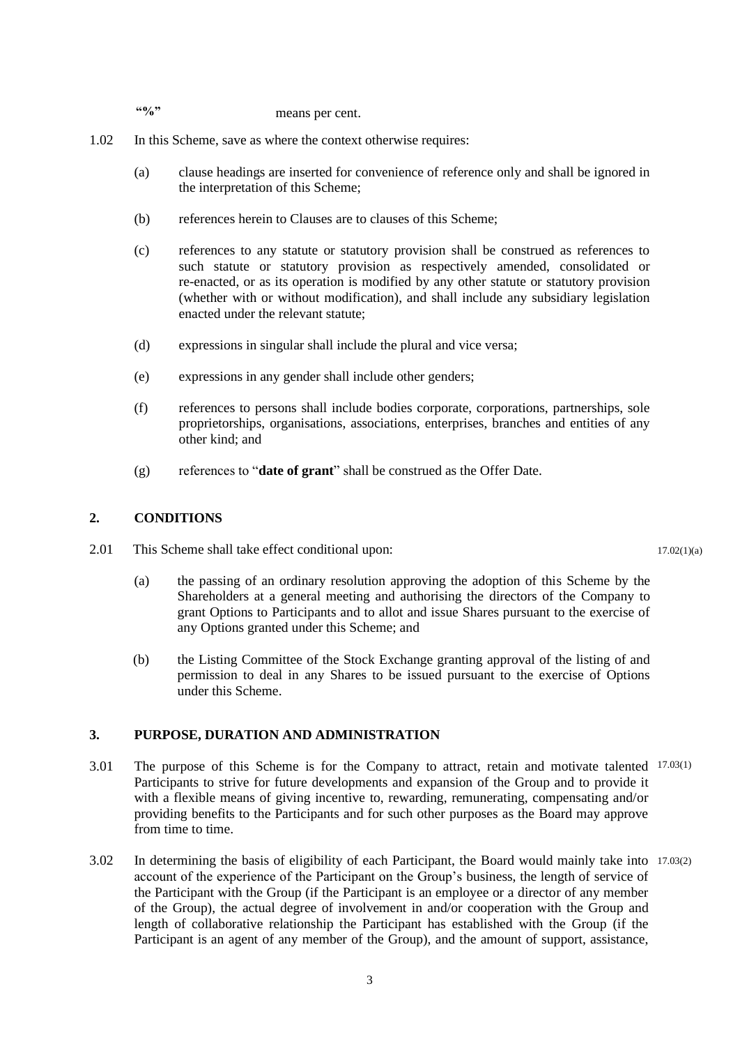**"%"** means per cent.

1.02 In this Scheme, save as where the context otherwise requires:

(a) clause headings are inserted for convenience of reference only and shall be ignored in the interpretation of this Scheme;

(b) references herein to Clauses are to clauses of this Scheme;

(c) references to any statute or statutory provision shall be construed as references to such statute or statutory provision as respectively amended, consolidated or re-enacted, or as its operation is modified by any other statute or statutory provision (whether with or without modification), and shall include any subsidiary legislation enacted under the relevant statute;

(d) expressions in singular shall include the plural and vice versa;

(e) expressions in any gender shall include other genders;

(f) references to persons shall include bodies corporate, corporations, partnerships, sole proprietorships, organisations, associations, enterprises, branches and entities of any other kind; and

(g) references to "**date of grant**" shall be construed as the Offer Date.

## 2. CONDITIONS

2.01 This Scheme shall take effect conditional upon: 17.02(1)(a)

(a) the passing of an ordinary resolution approving the adoption of this Scheme by the Shareholders at a general meeting and authorising the directors of the Company to grant Options to Participants and to allot and issue Shares pursuant to the exercise of any Options granted under this Scheme; and

(b) the Listing Committee of the Stock Exchange granting approval of the listing of and permission to deal in any Shares to be issued pursuant to the exercise of Options under this Scheme.

## 3. PURPOSE, DURATION AND ADMINISTRATION

3.01 The purpose of this Scheme is for the Company to attract, retain and motivate talented Participants to strive for future developments and expansion of the Group and to provide it with a flexible means of giving incentive to, rewarding, remunerating, compensating and/or providing benefits to the Participants and for such other purposes as the Board may approve from time to time. 17.03(1)

3.02 In determining the basis of eligibility of each Participant, the Board would mainly take into account of the experience of the Participant on the Group's business, the length of service of the Participant with the Group (if the Participant is an employee or a director of any member of the Group), the actual degree of involvement in and/or cooperation with the Group and length of collaborative relationship the Participant has established with the Group (if the Participant is an agent of any member of the Group), and the amount of support, assistance, 17.03(2)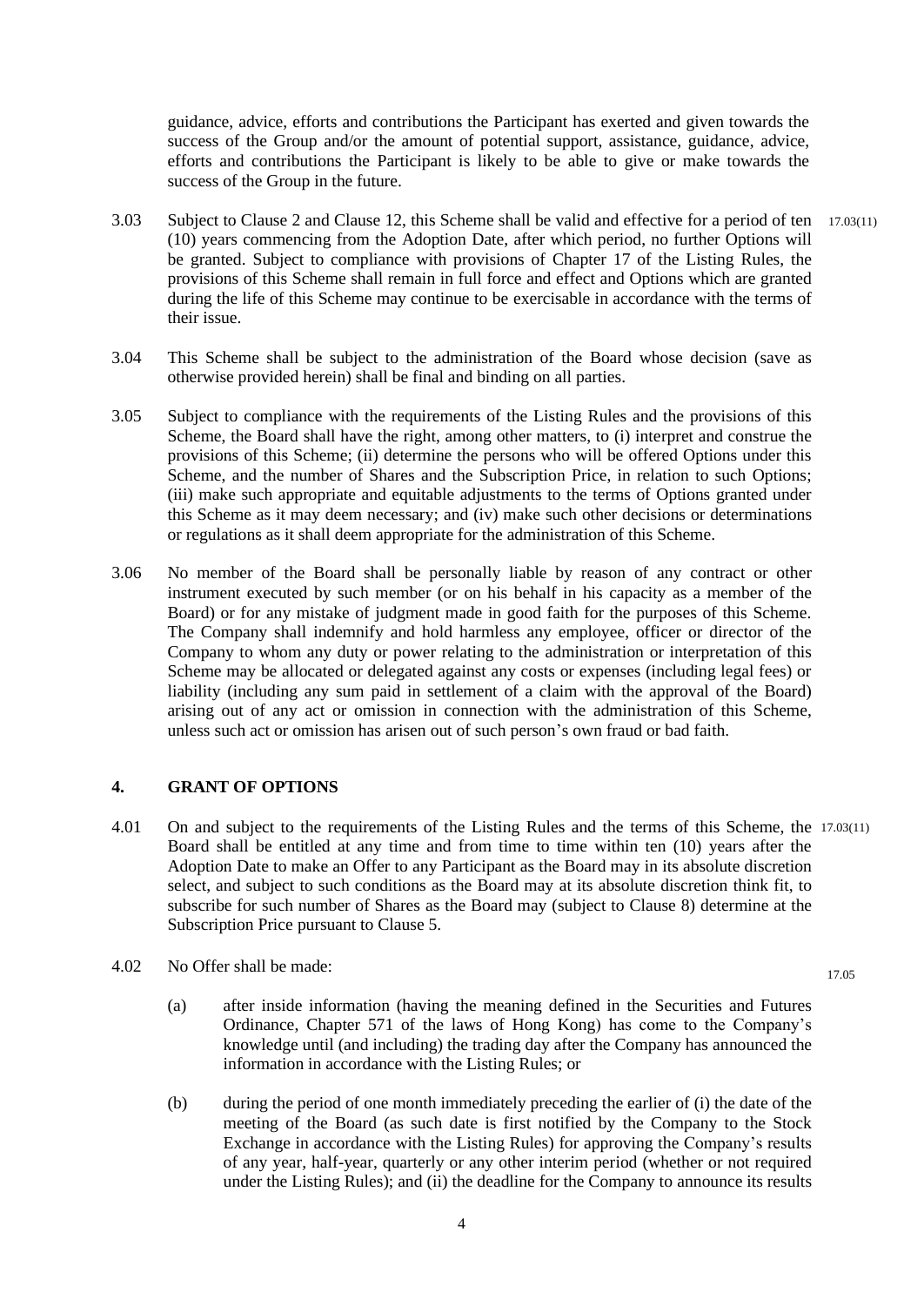guidance, advice, efforts and contributions the Participant has exerted and given towards the success of the Group and/or the amount of potential support, assistance, guidance, advice, efforts and contributions the Participant is likely to be able to give or make towards the success of the Group in the future.

3.03 Subject to Clause 2 and Clause 12, this Scheme shall be valid and effective for a period of ten (10) years commencing from the Adoption Date, after which period, no further Options will be granted. Subject to compliance with provisions of Chapter 17 of the Listing Rules, the provisions of this Scheme shall remain in full force and effect and Options which are granted during the life of this Scheme may continue to be exercisable in accordance with the terms of their issue. 17.03(11)

3.04 This Scheme shall be subject to the administration of the Board whose decision (save as otherwise provided herein) shall be final and binding on all parties.

3.05 Subject to compliance with the requirements of the Listing Rules and the provisions of this Scheme, the Board shall have the right, among other matters, to (i) interpret and construe the provisions of this Scheme; (ii) determine the persons who will be offered Options under this Scheme, and the number of Shares and the Subscription Price, in relation to such Options; (iii) make such appropriate and equitable adjustments to the terms of Options granted under this Scheme as it may deem necessary; and (iv) make such other decisions or determinations or regulations as it shall deem appropriate for the administration of this Scheme.

3.06 No member of the Board shall be personally liable by reason of any contract or other instrument executed by such member (or on his behalf in his capacity as a member of the Board) or for any mistake of judgment made in good faith for the purposes of this Scheme. The Company shall indemnify and hold harmless any employee, officer or director of the Company to whom any duty or power relating to the administration or interpretation of this Scheme may be allocated or delegated against any costs or expenses (including legal fees) or liability (including any sum paid in settlement of a claim with the approval of the Board) arising out of any act or omission in connection with the administration of this Scheme, unless such act or omission has arisen out of such person's own fraud or bad faith.

## 4. GRANT OF OPTIONS

4.01 On and subject to the requirements of the Listing Rules and the terms of this Scheme, the Board shall be entitled at any time and from time to time within ten (10) years after the Adoption Date to make an Offer to any Participant as the Board may in its absolute discretion select, and subject to such conditions as the Board may at its absolute discretion think fit, to subscribe for such number of Shares as the Board may (subject to Clause 8) determine at the Subscription Price pursuant to Clause 5. 17.03(11)

4.02 No Offer shall be made: 17.05

(a) after inside information (having the meaning defined in the Securities and Futures Ordinance, Chapter 571 of the laws of Hong Kong) has come to the Company's knowledge until (and including) the trading day after the Company has announced the information in accordance with the Listing Rules; or

(b) during the period of one month immediately preceding the earlier of (i) the date of the meeting of the Board (as such date is first notified by the Company to the Stock Exchange in accordance with the Listing Rules) for approving the Company's results of any year, half-year, quarterly or any other interim period (whether or not required under the Listing Rules); and (ii) the deadline for the Company to announce its results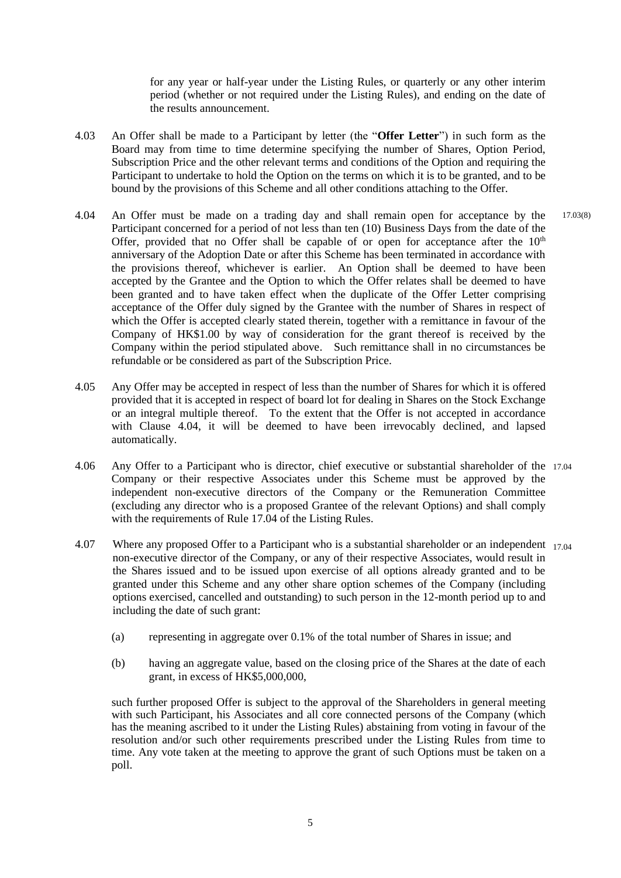for any year or half-year under the Listing Rules, or quarterly or any other interim period (whether or not required under the Listing Rules), and ending on the date of the results announcement.

4.03 An Offer shall be made to a Participant by letter (the "**Offer Letter**") in such form as the Board may from time to time determine specifying the number of Shares, Option Period, Subscription Price and the other relevant terms and conditions of the Option and requiring the Participant to undertake to hold the Option on the terms on which it is to be granted, and to be bound by the provisions of this Scheme and all other conditions attaching to the Offer.

4.04 An Offer must be made on a trading day and shall remain open for acceptance by the Participant concerned for a period of not less than ten (10) Business Days from the date of the Offer, provided that no Offer shall be capable of or open for acceptance after the 10th anniversary of the Adoption Date or after this Scheme has been terminated in accordance with the provisions thereof, whichever is earlier. An Option shall be deemed to have been accepted by the Grantee and the Option to which the Offer relates shall be deemed to have been granted and to have taken effect when the duplicate of the Offer Letter comprising acceptance of the Offer duly signed by the Grantee with the number of Shares in respect of which the Offer is accepted clearly stated therein, together with a remittance in favour of the Company of HK$1.00 by way of consideration for the grant thereof is received by the Company within the period stipulated above. Such remittance shall in no circumstances be refundable or be considered as part of the Subscription Price. 17.03(8)

4.05 Any Offer may be accepted in respect of less than the number of Shares for which it is offered provided that it is accepted in respect of board lot for dealing in Shares on the Stock Exchange or an integral multiple thereof. To the extent that the Offer is not accepted in accordance with Clause 4.04, it will be deemed to have been irrevocably declined, and lapsed automatically.

4.06 Any Offer to a Participant who is director, chief executive or substantial shareholder of the Company or their respective Associates under this Scheme must be approved by the independent non-executive directors of the Company or the Remuneration Committee (excluding any director who is a proposed Grantee of the relevant Options) and shall comply with the requirements of Rule 17.04 of the Listing Rules. 17.04

4.07 Where any proposed Offer to a Participant who is a substantial shareholder or an independent non-executive director of the Company, or any of their respective Associates, would result in the Shares issued and to be issued upon exercise of all options already granted and to be granted under this Scheme and any other share option schemes of the Company (including options exercised, cancelled and outstanding) to such person in the 12-month period up to and including the date of such grant: 17.04

(a) representing in aggregate over 0.1% of the total number of Shares in issue; and

(b) having an aggregate value, based on the closing price of the Shares at the date of each grant, in excess of HK$5,000,000,

such further proposed Offer is subject to the approval of the Shareholders in general meeting with such Participant, his Associates and all core connected persons of the Company (which has the meaning ascribed to it under the Listing Rules) abstaining from voting in favour of the resolution and/or such other requirements prescribed under the Listing Rules from time to time. Any vote taken at the meeting to approve the grant of such Options must be taken on a poll.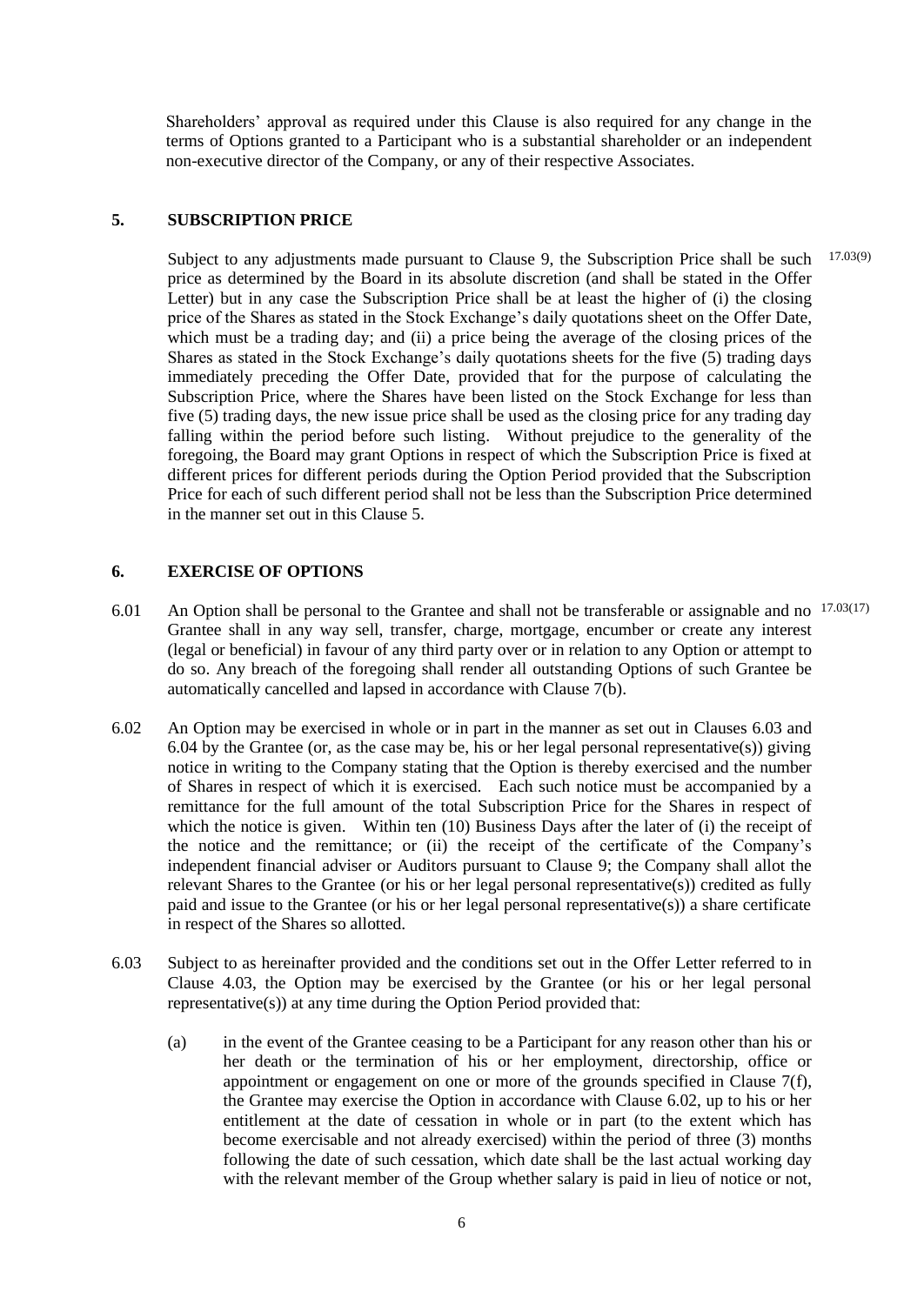Shareholders' approval as required under this Clause is also required for any change in the terms of Options granted to a Participant who is a substantial shareholder or an independent non-executive director of the Company, or any of their respective Associates.

## 5. SUBSCRIPTION PRICE

17.03(9)

Subject to any adjustments made pursuant to Clause 9, the Subscription Price shall be such price as determined by the Board in its absolute discretion (and shall be stated in the Offer Letter) but in any case the Subscription Price shall be at least the higher of (i) the closing price of the Shares as stated in the Stock Exchange's daily quotations sheet on the Offer Date, which must be a trading day; and (ii) a price being the average of the closing prices of the Shares as stated in the Stock Exchange's daily quotations sheets for the five (5) trading days immediately preceding the Offer Date, provided that for the purpose of calculating the Subscription Price, where the Shares have been listed on the Stock Exchange for less than five (5) trading days, the new issue price shall be used as the closing price for any trading day falling within the period before such listing. Without prejudice to the generality of the foregoing, the Board may grant Options in respect of which the Subscription Price is fixed at different prices for different periods during the Option Period provided that the Subscription Price for each of such different period shall not be less than the Subscription Price determined in the manner set out in this Clause 5.

## 6. EXERCISE OF OPTIONS

6.01 An Option shall be personal to the Grantee and shall not be transferable or assignable and no Grantee shall in any way sell, transfer, charge, mortgage, encumber or create any interest (legal or beneficial) in favour of any third party over or in relation to any Option or attempt to do so. Any breach of the foregoing shall render all outstanding Options of such Grantee be automatically cancelled and lapsed in accordance with Clause 7(b). 17.03(17)

6.02 An Option may be exercised in whole or in part in the manner as set out in Clauses 6.03 and 6.04 by the Grantee (or, as the case may be, his or her legal personal representative(s)) giving notice in writing to the Company stating that the Option is thereby exercised and the number of Shares in respect of which it is exercised. Each such notice must be accompanied by a remittance for the full amount of the total Subscription Price for the Shares in respect of which the notice is given. Within ten (10) Business Days after the later of (i) the receipt of the notice and the remittance; or (ii) the receipt of the certificate of the Company's independent financial adviser or Auditors pursuant to Clause 9; the Company shall allot the relevant Shares to the Grantee (or his or her legal personal representative(s)) credited as fully paid and issue to the Grantee (or his or her legal personal representative(s)) a share certificate in respect of the Shares so allotted.

6.03 Subject to as hereinafter provided and the conditions set out in the Offer Letter referred to in Clause 4.03, the Option may be exercised by the Grantee (or his or her legal personal representative(s)) at any time during the Option Period provided that:

(a) in the event of the Grantee ceasing to be a Participant for any reason other than his or her death or the termination of his or her employment, directorship, office or appointment or engagement on one or more of the grounds specified in Clause 7(f), the Grantee may exercise the Option in accordance with Clause 6.02, up to his or her entitlement at the date of cessation in whole or in part (to the extent which has become exercisable and not already exercised) within the period of three (3) months following the date of such cessation, which date shall be the last actual working day with the relevant member of the Group whether salary is paid in lieu of notice or not,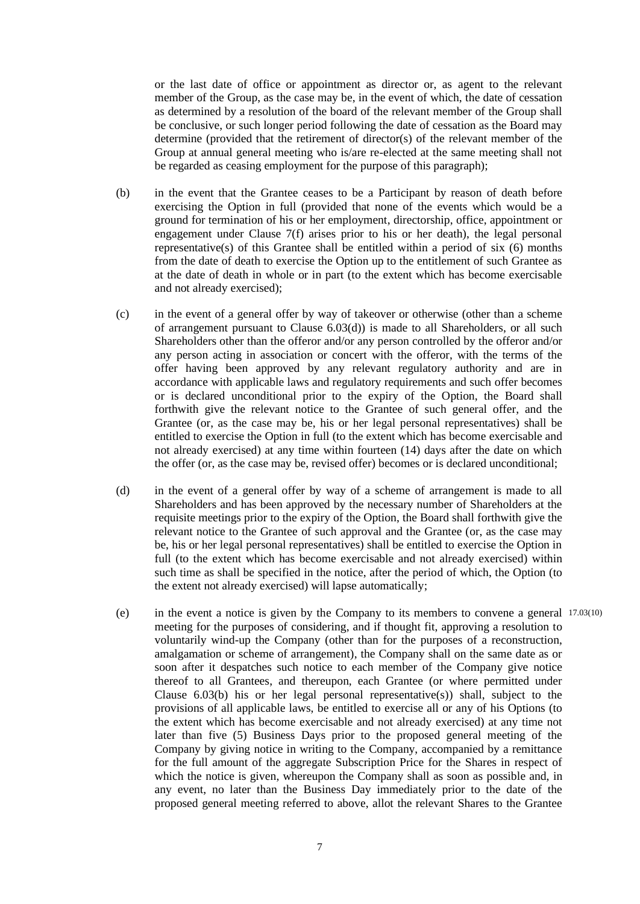or the last date of office or appointment as director or, as agent to the relevant member of the Group, as the case may be, in the event of which, the date of cessation as determined by a resolution of the board of the relevant member of the Group shall be conclusive, or such longer period following the date of cessation as the Board may determine (provided that the retirement of director(s) of the relevant member of the Group at annual general meeting who is/are re-elected at the same meeting shall not be regarded as ceasing employment for the purpose of this paragraph);

(b) in the event that the Grantee ceases to be a Participant by reason of death before exercising the Option in full (provided that none of the events which would be a ground for termination of his or her employment, directorship, office, appointment or engagement under Clause 7(f) arises prior to his or her death), the legal personal representative(s) of this Grantee shall be entitled within a period of six (6) months from the date of death to exercise the Option up to the entitlement of such Grantee as at the date of death in whole or in part (to the extent which has become exercisable and not already exercised);

(c) in the event of a general offer by way of takeover or otherwise (other than a scheme of arrangement pursuant to Clause 6.03(d)) is made to all Shareholders, or all such Shareholders other than the offeror and/or any person controlled by the offeror and/or any person acting in association or concert with the offeror, with the terms of the offer having been approved by any relevant regulatory authority and are in accordance with applicable laws and regulatory requirements and such offer becomes or is declared unconditional prior to the expiry of the Option, the Board shall forthwith give the relevant notice to the Grantee of such general offer, and the Grantee (or, as the case may be, his or her legal personal representatives) shall be entitled to exercise the Option in full (to the extent which has become exercisable and not already exercised) at any time within fourteen (14) days after the date on which the offer (or, as the case may be, revised offer) becomes or is declared unconditional;

(d) in the event of a general offer by way of a scheme of arrangement is made to all Shareholders and has been approved by the necessary number of Shareholders at the requisite meetings prior to the expiry of the Option, the Board shall forthwith give the relevant notice to the Grantee of such approval and the Grantee (or, as the case may be, his or her legal personal representatives) shall be entitled to exercise the Option in full (to the extent which has become exercisable and not already exercised) within such time as shall be specified in the notice, after the period of which, the Option (to the extent not already exercised) will lapse automatically;

(e) in the event a notice is given by the Company to its members to convene a general meeting for the purposes of considering, and if thought fit, approving a resolution to voluntarily wind-up the Company (other than for the purposes of a reconstruction, amalgamation or scheme of arrangement), the Company shall on the same date as or soon after it despatches such notice to each member of the Company give notice thereof to all Grantees, and thereupon, each Grantee (or where permitted under Clause 6.03(b) his or her legal personal representative(s)) shall, subject to the provisions of all applicable laws, be entitled to exercise all or any of his Options (to the extent which has become exercisable and not already exercised) at any time not later than five (5) Business Days prior to the proposed general meeting of the Company by giving notice in writing to the Company, accompanied by a remittance for the full amount of the aggregate Subscription Price for the Shares in respect of which the notice is given, whereupon the Company shall as soon as possible and, in any event, no later than the Business Day immediately prior to the date of the proposed general meeting referred to above, allot the relevant Shares to the Grantee 17.03(10)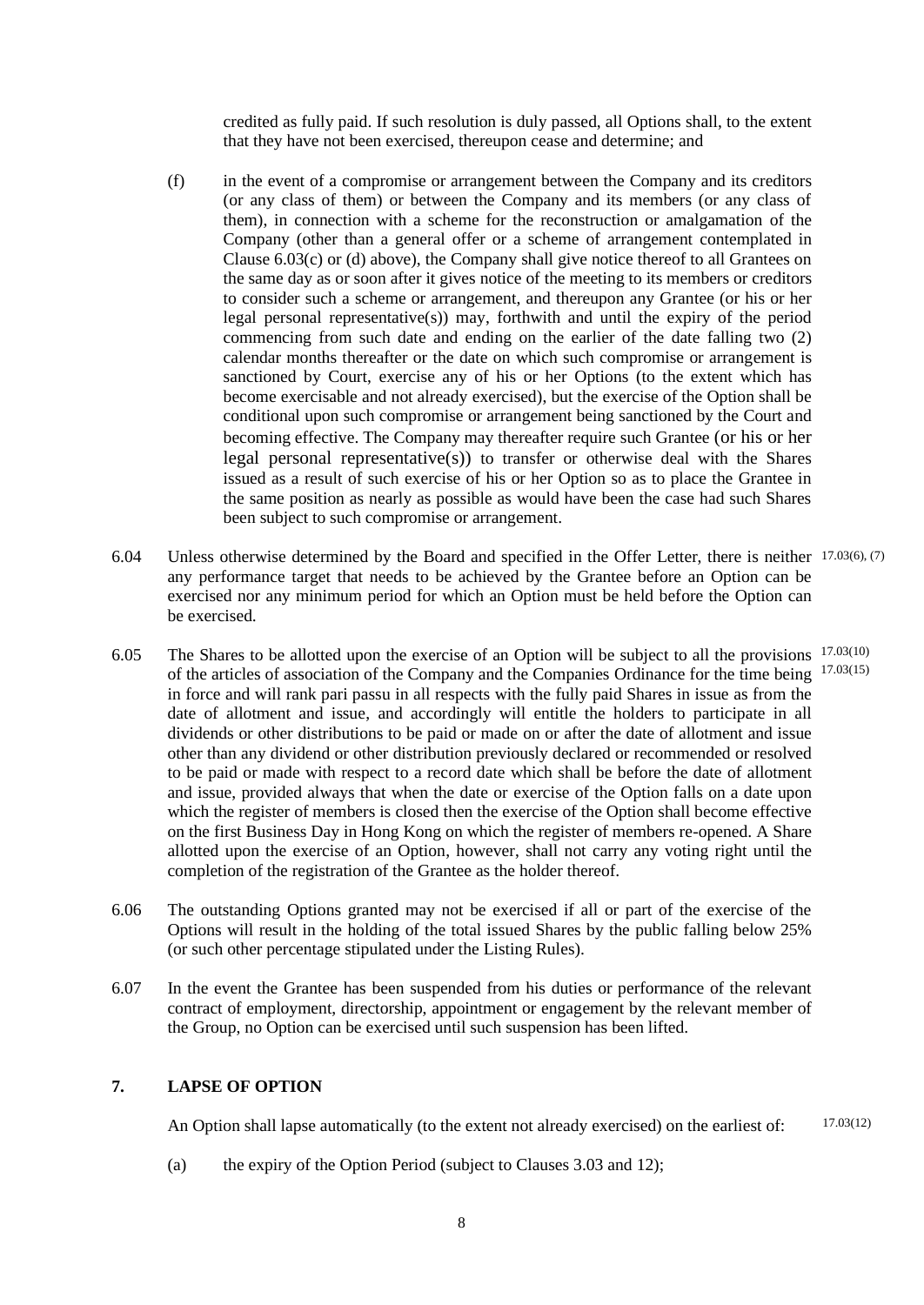credited as fully paid. If such resolution is duly passed, all Options shall, to the extent that they have not been exercised, thereupon cease and determine; and

(f) in the event of a compromise or arrangement between the Company and its creditors (or any class of them) or between the Company and its members (or any class of them), in connection with a scheme for the reconstruction or amalgamation of the Company (other than a general offer or a scheme of arrangement contemplated in Clause 6.03(c) or (d) above), the Company shall give notice thereof to all Grantees on the same day as or soon after it gives notice of the meeting to its members or creditors to consider such a scheme or arrangement, and thereupon any Grantee (or his or her legal personal representative(s)) may, forthwith and until the expiry of the period commencing from such date and ending on the earlier of the date falling two (2) calendar months thereafter or the date on which such compromise or arrangement is sanctioned by Court, exercise any of his or her Options (to the extent which has become exercisable and not already exercised), but the exercise of the Option shall be conditional upon such compromise or arrangement being sanctioned by the Court and becoming effective. The Company may thereafter require such Grantee (or his or her legal personal representative(s)) to transfer or otherwise deal with the Shares issued as a result of such exercise of his or her Option so as to place the Grantee in the same position as nearly as possible as would have been the case had such Shares been subject to such compromise or arrangement.

6.04 Unless otherwise determined by the Board and specified in the Offer Letter, there is neither any performance target that needs to be achieved by the Grantee before an Option can be exercised nor any minimum period for which an Option must be held before the Option can be exercised. 17.03(6), (7)

6.05 The Shares to be allotted upon the exercise of an Option will be subject to all the provisions of the articles of association of the Company and the Companies Ordinance for the time being in force and will rank pari passu in all respects with the fully paid Shares in issue as from the date of allotment and issue, and accordingly will entitle the holders to participate in all dividends or other distributions to be paid or made on or after the date of allotment and issue other than any dividend or other distribution previously declared or recommended or resolved to be paid or made with respect to a record date which shall be before the date of allotment and issue, provided always that when the date or exercise of the Option falls on a date upon which the register of members is closed then the exercise of the Option shall become effective on the first Business Day in Hong Kong on which the register of members re-opened. A Share allotted upon the exercise of an Option, however, shall not carry any voting right until the completion of the registration of the Grantee as the holder thereof. 17.03(10) 17.03(15)

6.06 The outstanding Options granted may not be exercised if all or part of the exercise of the Options will result in the holding of the total issued Shares by the public falling below 25% (or such other percentage stipulated under the Listing Rules).

6.07 In the event the Grantee has been suspended from his duties or performance of the relevant contract of employment, directorship, appointment or engagement by the relevant member of the Group, no Option can be exercised until such suspension has been lifted.

## 7. LAPSE OF OPTION

An Option shall lapse automatically (to the extent not already exercised) on the earliest of: 17.03(12)

(a) the expiry of the Option Period (subject to Clauses 3.03 and 12);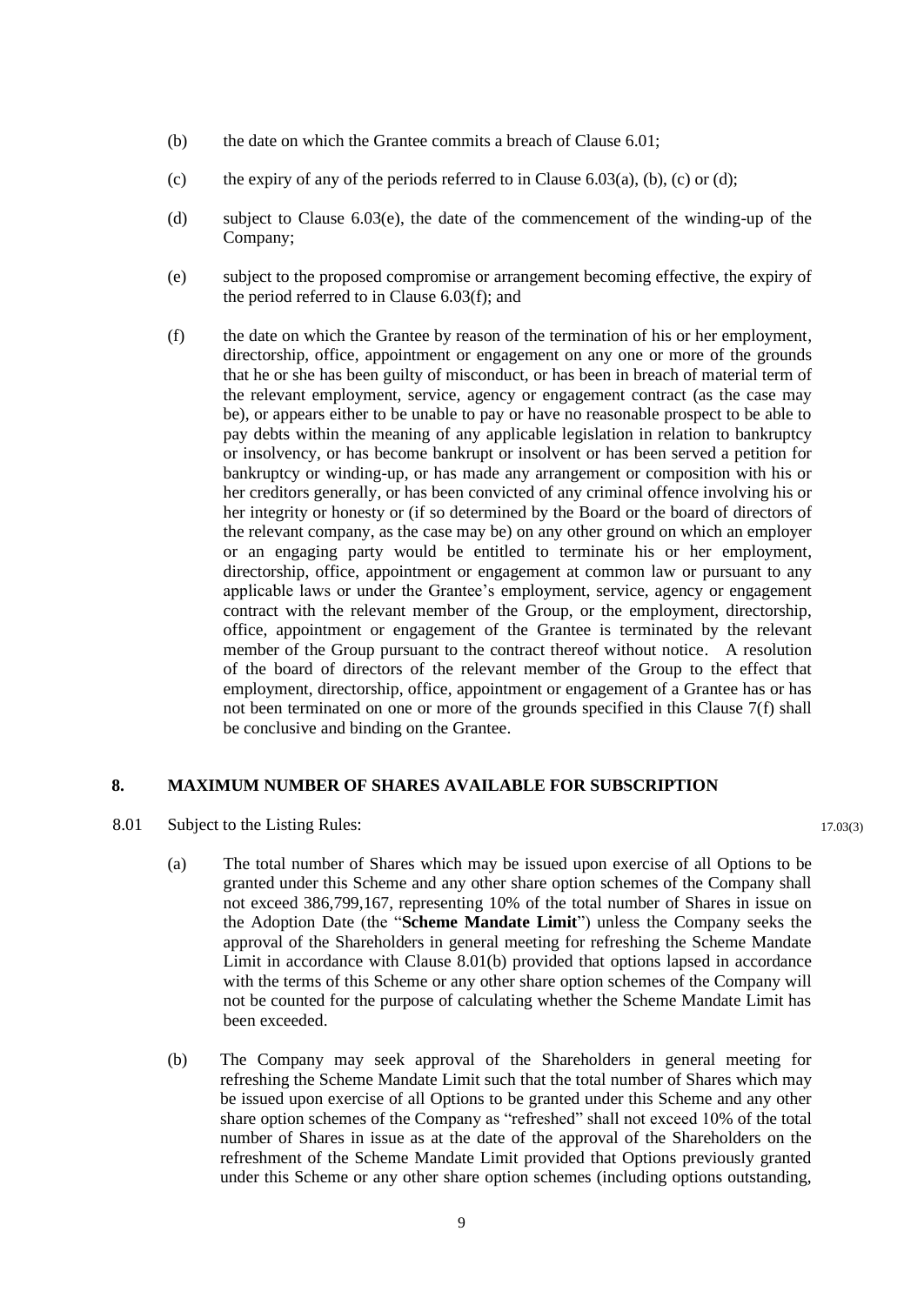(b) the date on which the Grantee commits a breach of Clause 6.01;

(c) the expiry of any of the periods referred to in Clause 6.03(a), (b), (c) or (d);

(d) subject to Clause 6.03(e), the date of the commencement of the winding-up of the Company;

(e) subject to the proposed compromise or arrangement becoming effective, the expiry of the period referred to in Clause 6.03(f); and

(f) the date on which the Grantee by reason of the termination of his or her employment, directorship, office, appointment or engagement on any one or more of the grounds that he or she has been guilty of misconduct, or has been in breach of material term of the relevant employment, service, agency or engagement contract (as the case may be), or appears either to be unable to pay or have no reasonable prospect to be able to pay debts within the meaning of any applicable legislation in relation to bankruptcy or insolvency, or has become bankrupt or insolvent or has been served a petition for bankruptcy or winding-up, or has made any arrangement or composition with his or her creditors generally, or has been convicted of any criminal offence involving his or her integrity or honesty or (if so determined by the Board or the board of directors of the relevant company, as the case may be) on any other ground on which an employer or an engaging party would be entitled to terminate his or her employment, directorship, office, appointment or engagement at common law or pursuant to any applicable laws or under the Grantee's employment, service, agency or engagement contract with the relevant member of the Group, or the employment, directorship, office, appointment or engagement of the Grantee is terminated by the relevant member of the Group pursuant to the contract thereof without notice. A resolution of the board of directors of the relevant member of the Group to the effect that employment, directorship, office, appointment or engagement of a Grantee has or has not been terminated on one or more of the grounds specified in this Clause 7(f) shall be conclusive and binding on the Grantee.

## 8. MAXIMUM NUMBER OF SHARES AVAILABLE FOR SUBSCRIPTION

8.01 Subject to the Listing Rules: 17.03(3)

(a) The total number of Shares which may be issued upon exercise of all Options to be granted under this Scheme and any other share option schemes of the Company shall not exceed 386,799,167, representing 10% of the total number of Shares in issue on the Adoption Date (the "**Scheme Mandate Limit**") unless the Company seeks the approval of the Shareholders in general meeting for refreshing the Scheme Mandate Limit in accordance with Clause 8.01(b) provided that options lapsed in accordance with the terms of this Scheme or any other share option schemes of the Company will not be counted for the purpose of calculating whether the Scheme Mandate Limit has been exceeded.

(b) The Company may seek approval of the Shareholders in general meeting for refreshing the Scheme Mandate Limit such that the total number of Shares which may be issued upon exercise of all Options to be granted under this Scheme and any other share option schemes of the Company as "refreshed" shall not exceed 10% of the total number of Shares in issue as at the date of the approval of the Shareholders on the refreshment of the Scheme Mandate Limit provided that Options previously granted under this Scheme or any other share option schemes (including options outstanding,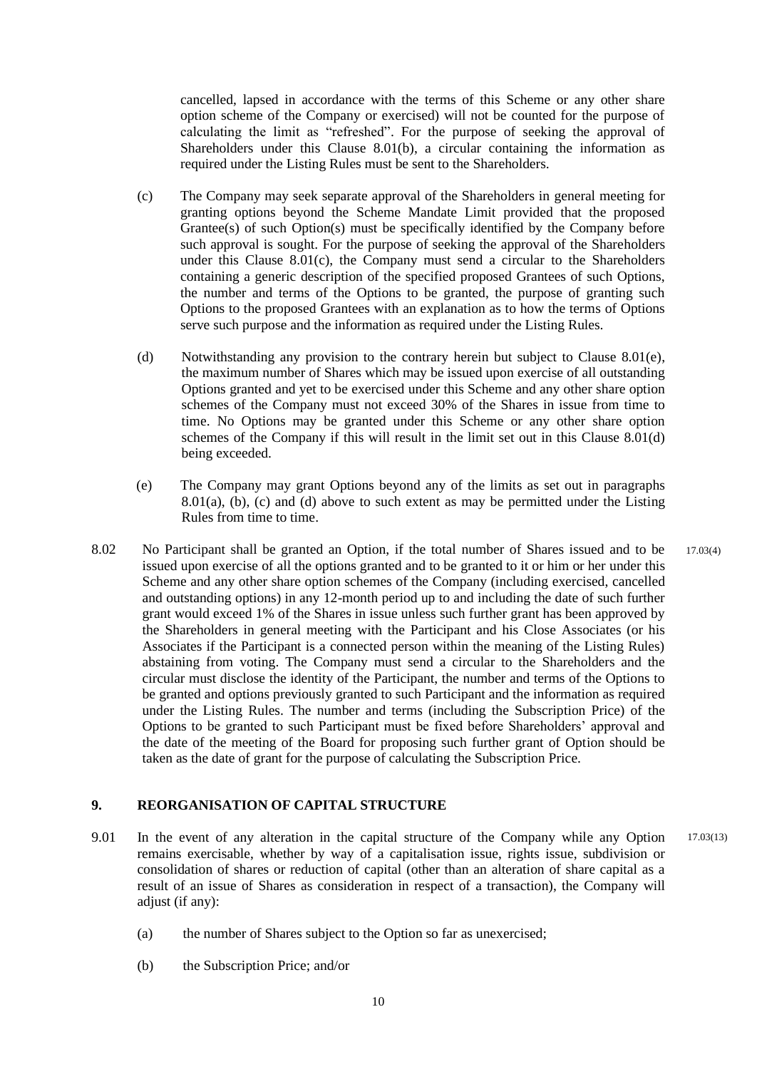cancelled, lapsed in accordance with the terms of this Scheme or any other share option scheme of the Company or exercised) will not be counted for the purpose of calculating the limit as "refreshed". For the purpose of seeking the approval of Shareholders under this Clause 8.01(b), a circular containing the information as required under the Listing Rules must be sent to the Shareholders.

(c) The Company may seek separate approval of the Shareholders in general meeting for granting options beyond the Scheme Mandate Limit provided that the proposed Grantee(s) of such Option(s) must be specifically identified by the Company before such approval is sought. For the purpose of seeking the approval of the Shareholders under this Clause 8.01(c), the Company must send a circular to the Shareholders containing a generic description of the specified proposed Grantees of such Options, the number and terms of the Options to be granted, the purpose of granting such Options to the proposed Grantees with an explanation as to how the terms of Options serve such purpose and the information as required under the Listing Rules.

(d) Notwithstanding any provision to the contrary herein but subject to Clause 8.01(e), the maximum number of Shares which may be issued upon exercise of all outstanding Options granted and yet to be exercised under this Scheme and any other share option schemes of the Company must not exceed 30% of the Shares in issue from time to time. No Options may be granted under this Scheme or any other share option schemes of the Company if this will result in the limit set out in this Clause 8.01(d) being exceeded.

(e) The Company may grant Options beyond any of the limits as set out in paragraphs 8.01(a), (b), (c) and (d) above to such extent as may be permitted under the Listing Rules from time to time.

8.02 No Participant shall be granted an Option, if the total number of Shares issued and to be issued upon exercise of all the options granted and to be granted to it or him or her under this Scheme and any other share option schemes of the Company (including exercised, cancelled and outstanding options) in any 12-month period up to and including the date of such further grant would exceed 1% of the Shares in issue unless such further grant has been approved by the Shareholders in general meeting with the Participant and his Close Associates (or his Associates if the Participant is a connected person within the meaning of the Listing Rules) abstaining from voting. The Company must send a circular to the Shareholders and the circular must disclose the identity of the Participant, the number and terms of the Options to be granted and options previously granted to such Participant and the information as required under the Listing Rules. The number and terms (including the Subscription Price) of the Options to be granted to such Participant must be fixed before Shareholders' approval and the date of the meeting of the Board for proposing such further grant of Option should be taken as the date of grant for the purpose of calculating the Subscription Price. 17.03(4)

## 9. REORGANISATION OF CAPITAL STRUCTURE

9.01 In the event of any alteration in the capital structure of the Company while any Option remains exercisable, whether by way of a capitalisation issue, rights issue, subdivision or consolidation of shares or reduction of capital (other than an alteration of share capital as a result of an issue of Shares as consideration in respect of a transaction), the Company will adjust (if any): 17.03(13)

(a) the number of Shares subject to the Option so far as unexercised;

(b) the Subscription Price; and/or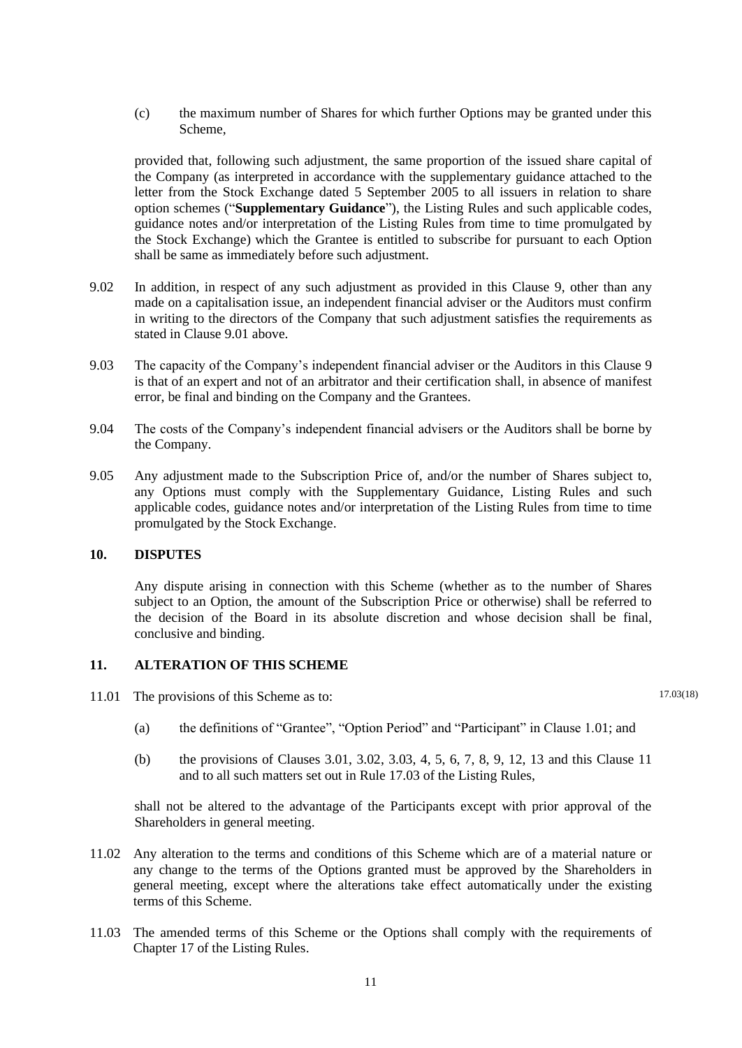(c) the maximum number of Shares for which further Options may be granted under this Scheme,

provided that, following such adjustment, the same proportion of the issued share capital of the Company (as interpreted in accordance with the supplementary guidance attached to the letter from the Stock Exchange dated 5 September 2005 to all issuers in relation to share option schemes ("**Supplementary Guidance**"), the Listing Rules and such applicable codes, guidance notes and/or interpretation of the Listing Rules from time to time promulgated by the Stock Exchange) which the Grantee is entitled to subscribe for pursuant to each Option shall be same as immediately before such adjustment.

9.02 In addition, in respect of any such adjustment as provided in this Clause 9, other than any made on a capitalisation issue, an independent financial adviser or the Auditors must confirm in writing to the directors of the Company that such adjustment satisfies the requirements as stated in Clause 9.01 above.

9.03 The capacity of the Company's independent financial adviser or the Auditors in this Clause 9 is that of an expert and not of an arbitrator and their certification shall, in absence of manifest error, be final and binding on the Company and the Grantees.

9.04 The costs of the Company's independent financial advisers or the Auditors shall be borne by the Company.

9.05 Any adjustment made to the Subscription Price of, and/or the number of Shares subject to, any Options must comply with the Supplementary Guidance, Listing Rules and such applicable codes, guidance notes and/or interpretation of the Listing Rules from time to time promulgated by the Stock Exchange.

## 10. DISPUTES

Any dispute arising in connection with this Scheme (whether as to the number of Shares subject to an Option, the amount of the Subscription Price or otherwise) shall be referred to the decision of the Board in its absolute discretion and whose decision shall be final, conclusive and binding.

## 11. ALTERATION OF THIS SCHEME

11.01 The provisions of this Scheme as to: 17.03(18)

(a) the definitions of "Grantee", "Option Period" and "Participant" in Clause 1.01; and

(b) the provisions of Clauses 3.01, 3.02, 3.03, 4, 5, 6, 7, 8, 9, 12, 13 and this Clause 11 and to all such matters set out in Rule 17.03 of the Listing Rules,

shall not be altered to the advantage of the Participants except with prior approval of the Shareholders in general meeting.

11.02 Any alteration to the terms and conditions of this Scheme which are of a material nature or any change to the terms of the Options granted must be approved by the Shareholders in general meeting, except where the alterations take effect automatically under the existing terms of this Scheme.

11.03 The amended terms of this Scheme or the Options shall comply with the requirements of Chapter 17 of the Listing Rules.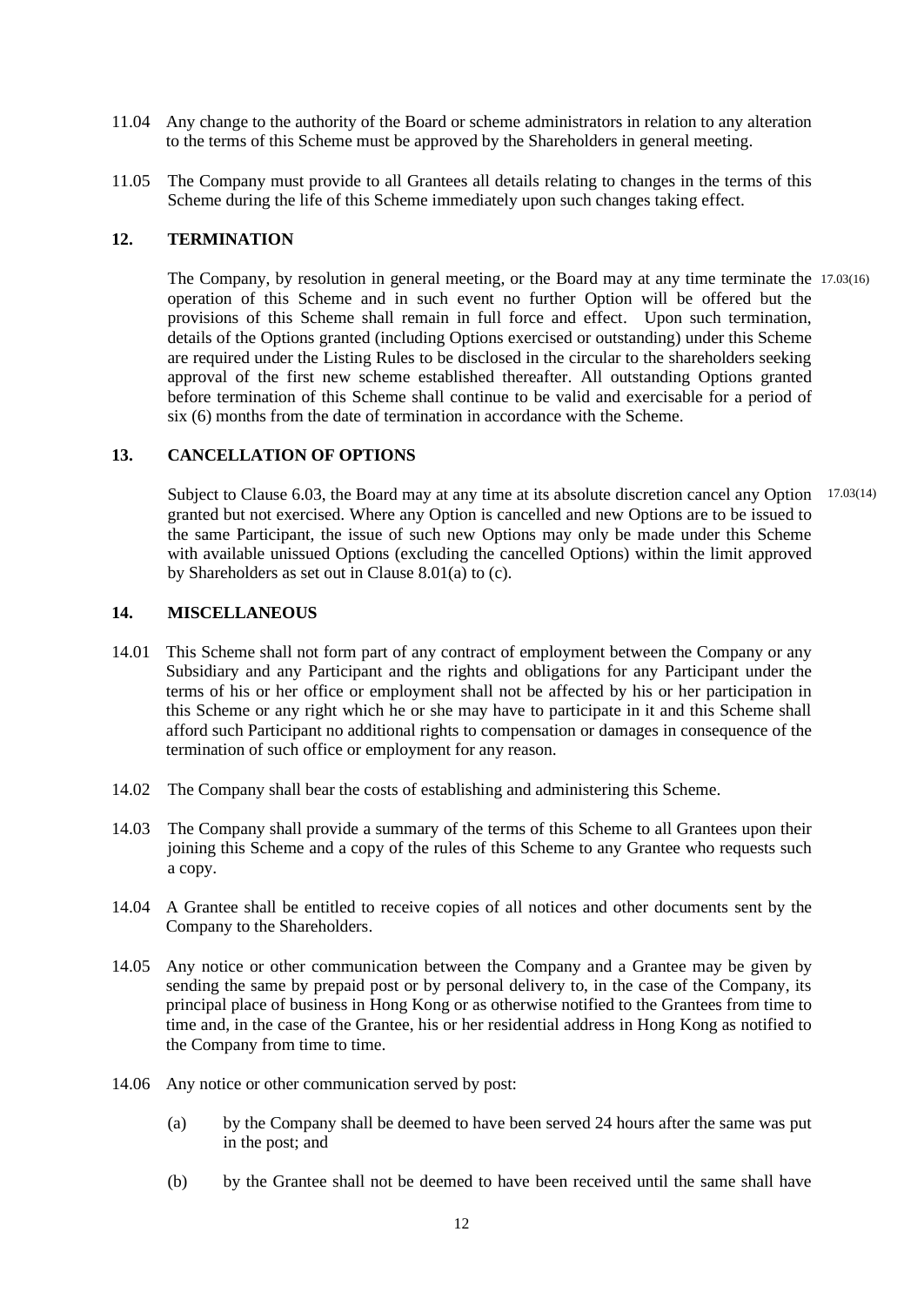11.04 Any change to the authority of the Board or scheme administrators in relation to any alteration to the terms of this Scheme must be approved by the Shareholders in general meeting.

11.05 The Company must provide to all Grantees all details relating to changes in the terms of this Scheme during the life of this Scheme immediately upon such changes taking effect.

## 12. TERMINATION

The Company, by resolution in general meeting, or the Board may at any time terminate the operation of this Scheme and in such event no further Option will be offered but the provisions of this Scheme shall remain in full force and effect. Upon such termination, details of the Options granted (including Options exercised or outstanding) under this Scheme are required under the Listing Rules to be disclosed in the circular to the shareholders seeking approval of the first new scheme established thereafter. All outstanding Options granted before termination of this Scheme shall continue to be valid and exercisable for a period of six (6) months from the date of termination in accordance with the Scheme. 17.03(16)

## 13. CANCELLATION OF OPTIONS

Subject to Clause 6.03, the Board may at any time at its absolute discretion cancel any Option granted but not exercised. Where any Option is cancelled and new Options are to be issued to the same Participant, the issue of such new Options may only be made under this Scheme with available unissued Options (excluding the cancelled Options) within the limit approved by Shareholders as set out in Clause 8.01(a) to (c). 17.03(14)

## 14. MISCELLANEOUS

14.01 This Scheme shall not form part of any contract of employment between the Company or any Subsidiary and any Participant and the rights and obligations for any Participant under the terms of his or her office or employment shall not be affected by his or her participation in this Scheme or any right which he or she may have to participate in it and this Scheme shall afford such Participant no additional rights to compensation or damages in consequence of the termination of such office or employment for any reason.

14.02 The Company shall bear the costs of establishing and administering this Scheme.

14.03 The Company shall provide a summary of the terms of this Scheme to all Grantees upon their joining this Scheme and a copy of the rules of this Scheme to any Grantee who requests such a copy.

14.04 A Grantee shall be entitled to receive copies of all notices and other documents sent by the Company to the Shareholders.

14.05 Any notice or other communication between the Company and a Grantee may be given by sending the same by prepaid post or by personal delivery to, in the case of the Company, its principal place of business in Hong Kong or as otherwise notified to the Grantees from time to time and, in the case of the Grantee, his or her residential address in Hong Kong as notified to the Company from time to time.

14.06 Any notice or other communication served by post:

(a) by the Company shall be deemed to have been served 24 hours after the same was put in the post; and

(b) by the Grantee shall not be deemed to have been received until the same shall have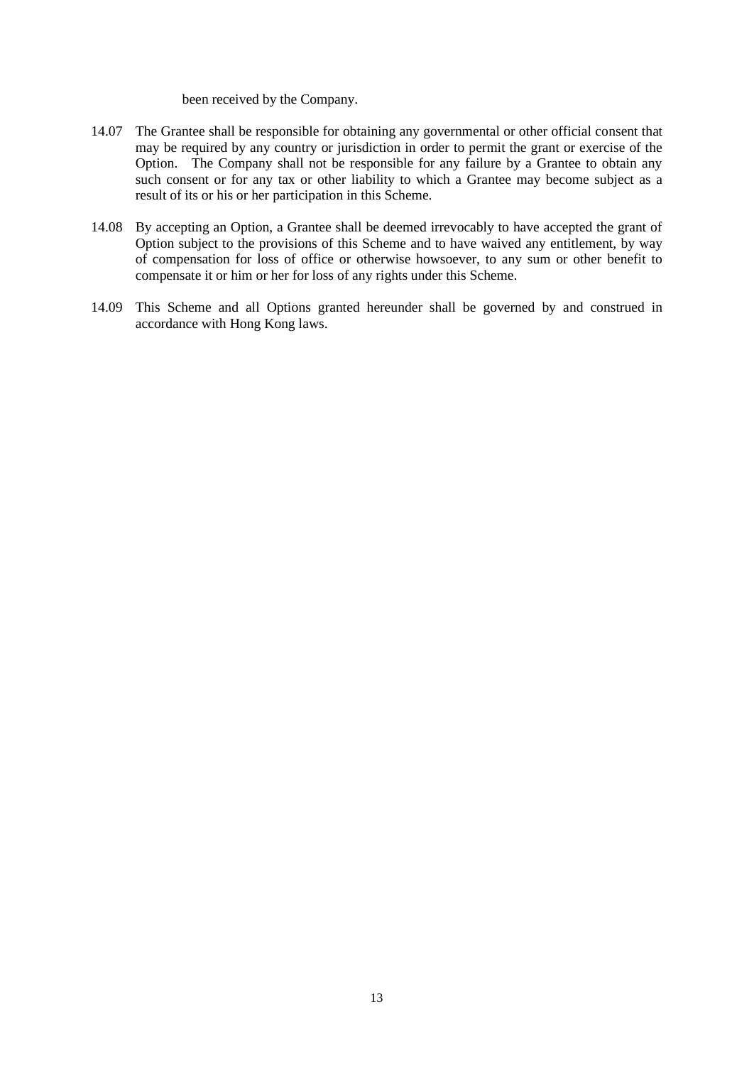been received by the Company.

14.07 The Grantee shall be responsible for obtaining any governmental or other official consent that may be required by any country or jurisdiction in order to permit the grant or exercise of the Option. The Company shall not be responsible for any failure by a Grantee to obtain any such consent or for any tax or other liability to which a Grantee may become subject as a result of its or his or her participation in this Scheme.

14.08 By accepting an Option, a Grantee shall be deemed irrevocably to have accepted the grant of Option subject to the provisions of this Scheme and to have waived any entitlement, by way of compensation for loss of office or otherwise howsoever, to any sum or other benefit to compensate it or him or her for loss of any rights under this Scheme.

14.09 This Scheme and all Options granted hereunder shall be governed by and construed in accordance with Hong Kong laws.